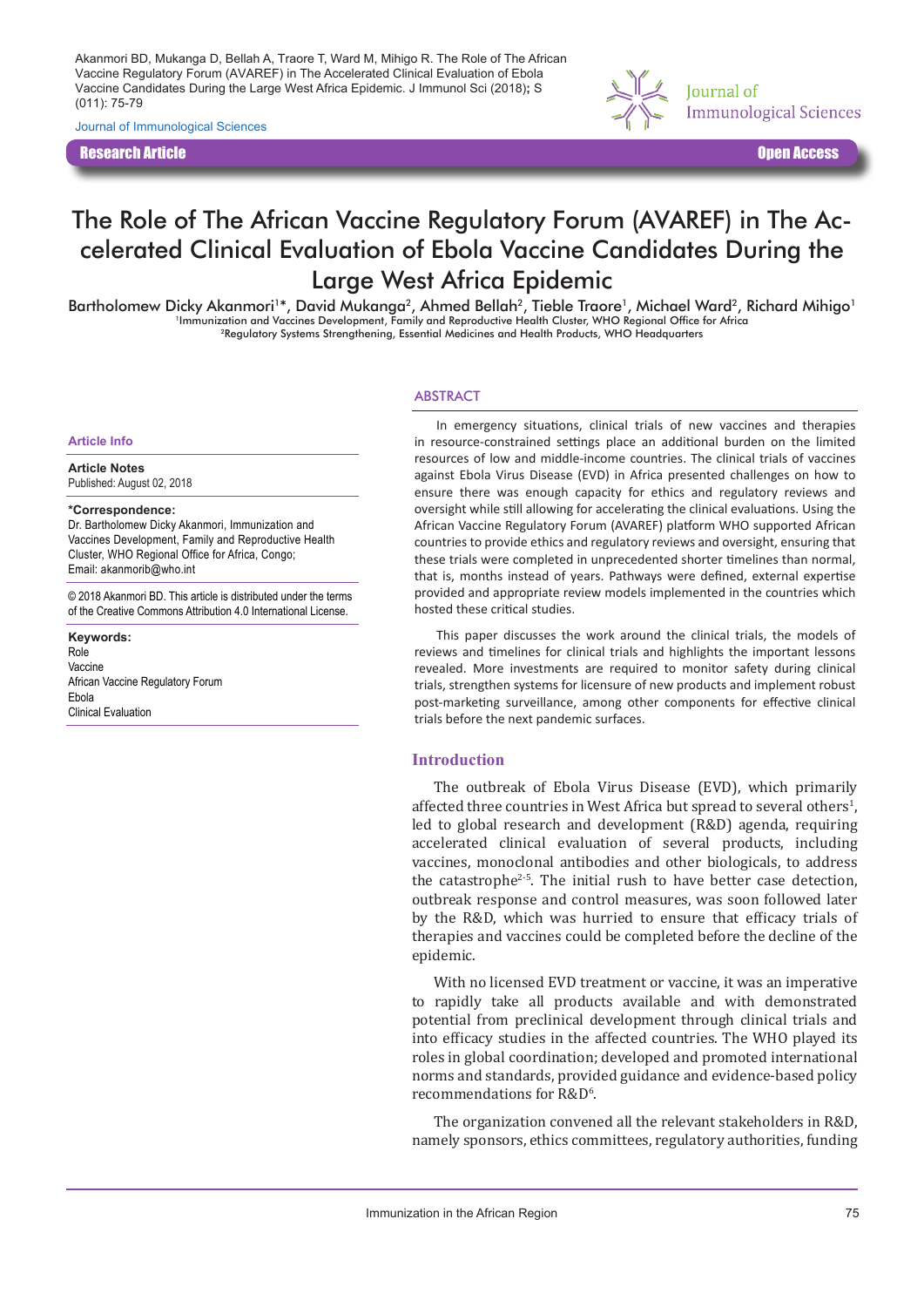Akanmori BD, Mukanga D, Bellah A, Traore T, Ward M, Mihigo R. The Role of The African Vaccine Regulatory Forum (AVAREF) in The Accelerated Clinical Evaluation of Ebola Vaccine Candidates During the Large West Africa Epidemic. J Immunol Sci (2018); S (011): 75-79

Journal of Immunological Sciences

**Research Article** **Open Access**

# The Role of The African Vaccine Regulatory Forum (AVAREF) in The Accelerated Clinical Evaluation of Ebola Vaccine Candidates During the Large West Africa Epidemic

Bartholomew Dicky Akanmori[1]*, David Mukanga[2], Ahmed Bellah[2], Tieble Traore[1], Michael Ward[2], Richard Mihigo[1]

[1]Immunization and Vaccines Development, Family and Reproductive Health Cluster, WHO Regional Office for Africa
[2]Regulatory Systems Strengthening, Essential Medicines and Health Products, WHO Headquarters

**Article Info**

**Article Notes**
Published: August 02, 2018

**\*Correspondence:**
Dr. Bartholomew Dicky Akanmori, Immunization and Vaccines Development, Family and Reproductive Health Cluster, WHO Regional Office for Africa, Congo;
Email: akanmorib@who.int

© 2018 Akanmori BD. This article is distributed under the terms of the Creative Commons Attribution 4.0 International License.

**Keywords:**
Role
Vaccine
African Vaccine Regulatory Forum
Ebola
Clinical Evaluation

## ABSTRACT

In emergency situations, clinical trials of new vaccines and therapies in resource-constrained settings place an additional burden on the limited resources of low and middle-income countries. The clinical trials of vaccines against Ebola Virus Disease (EVD) in Africa presented challenges on how to ensure there was enough capacity for ethics and regulatory reviews and oversight while still allowing for accelerating the clinical evaluations. Using the African Vaccine Regulatory Forum (AVAREF) platform WHO supported African countries to provide ethics and regulatory reviews and oversight, ensuring that these trials were completed in unprecedented shorter timelines than normal, that is, months instead of years. Pathways were defined, external expertise provided and appropriate review models implemented in the countries which hosted these critical studies.

This paper discusses the work around the clinical trials, the models of reviews and timelines for clinical trials and highlights the important lessons revealed. More investments are required to monitor safety during clinical trials, strengthen systems for licensure of new products and implement robust post-marketing surveillance, among other components for effective clinical trials before the next pandemic surfaces.

## Introduction

The outbreak of Ebola Virus Disease (EVD), which primarily affected three countries in West Africa but spread to several others[1], led to global research and development (R&D) agenda, requiring accelerated clinical evaluation of several products, including vaccines, monoclonal antibodies and other biologicals, to address the catastrophe[2-5]. The initial rush to have better case detection, outbreak response and control measures, was soon followed later by the R&D, which was hurried to ensure that efficacy trials of therapies and vaccines could be completed before the decline of the epidemic.

With no licensed EVD treatment or vaccine, it was an imperative to rapidly take all products available and with demonstrated potential from preclinical development through clinical trials and into efficacy studies in the affected countries. The WHO played its roles in global coordination; developed and promoted international norms and standards, provided guidance and evidence-based policy recommendations for R&D[6].

The organization convened all the relevant stakeholders in R&D, namely sponsors, ethics committees, regulatory authorities, funding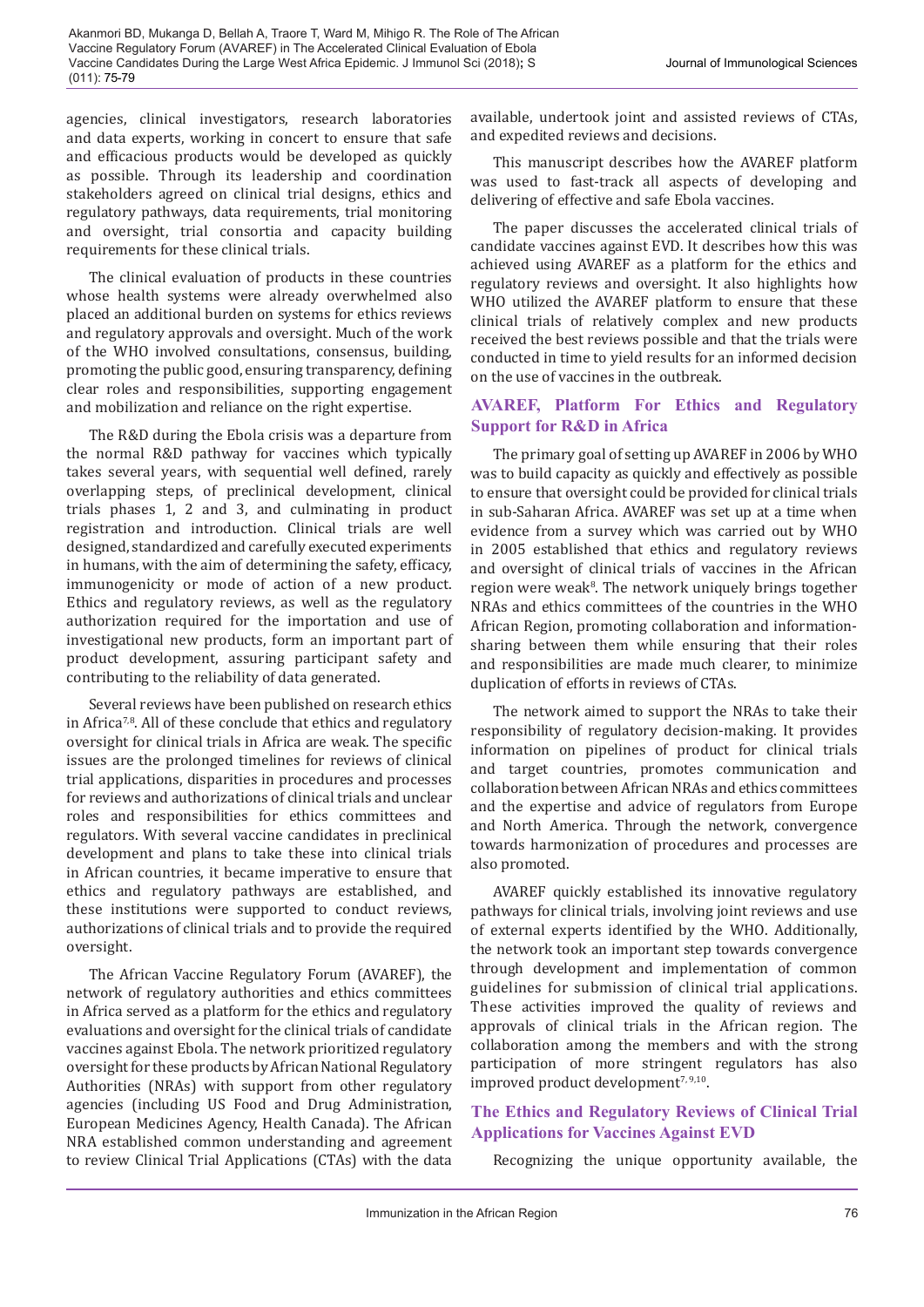agencies, clinical investigators, research laboratories and data experts, working in concert to ensure that safe and efficacious products would be developed as quickly as possible. Through its leadership and coordination stakeholders agreed on clinical trial designs, ethics and regulatory pathways, data requirements, trial monitoring and oversight, trial consortia and capacity building requirements for these clinical trials.

The clinical evaluation of products in these countries whose health systems were already overwhelmed also placed an additional burden on systems for ethics reviews and regulatory approvals and oversight. Much of the work of the WHO involved consultations, consensus, building, promoting the public good, ensuring transparency, defining clear roles and responsibilities, supporting engagement and mobilization and reliance on the right expertise.

The R&D during the Ebola crisis was a departure from the normal R&D pathway for vaccines which typically takes several years, with sequential well defined, rarely overlapping steps, of preclinical development, clinical trials phases 1, 2 and 3, and culminating in product registration and introduction. Clinical trials are well designed, standardized and carefully executed experiments in humans, with the aim of determining the safety, efficacy, immunogenicity or mode of action of a new product. Ethics and regulatory reviews, as well as the regulatory authorization required for the importation and use of investigational new products, form an important part of product development, assuring participant safety and contributing to the reliability of data generated.

Several reviews have been published on research ethics in Africa[7,8]. All of these conclude that ethics and regulatory oversight for clinical trials in Africa are weak. The specific issues are the prolonged timelines for reviews of clinical trial applications, disparities in procedures and processes for reviews and authorizations of clinical trials and unclear roles and responsibilities for ethics committees and regulators. With several vaccine candidates in preclinical development and plans to take these into clinical trials in African countries, it became imperative to ensure that ethics and regulatory pathways are established, and these institutions were supported to conduct reviews, authorizations of clinical trials and to provide the required oversight.

The African Vaccine Regulatory Forum (AVAREF), the network of regulatory authorities and ethics committees in Africa served as a platform for the ethics and regulatory evaluations and oversight for the clinical trials of candidate vaccines against Ebola. The network prioritized regulatory oversight for these products by African National Regulatory Authorities (NRAs) with support from other regulatory agencies (including US Food and Drug Administration, European Medicines Agency, Health Canada). The African NRA established common understanding and agreement to review Clinical Trial Applications (CTAs) with the data available, undertook joint and assisted reviews of CTAs, and expedited reviews and decisions.

This manuscript describes how the AVAREF platform was used to fast-track all aspects of developing and delivering of effective and safe Ebola vaccines.

The paper discusses the accelerated clinical trials of candidate vaccines against EVD. It describes how this was achieved using AVAREF as a platform for the ethics and regulatory reviews and oversight. It also highlights how WHO utilized the AVAREF platform to ensure that these clinical trials of relatively complex and new products received the best reviews possible and that the trials were conducted in time to yield results for an informed decision on the use of vaccines in the outbreak.

## AVAREF, Platform For Ethics and Regulatory Support for R&D in Africa

The primary goal of setting up AVAREF in 2006 by WHO was to build capacity as quickly and effectively as possible to ensure that oversight could be provided for clinical trials in sub-Saharan Africa. AVAREF was set up at a time when evidence from a survey which was carried out by WHO in 2005 established that ethics and regulatory reviews and oversight of clinical trials of vaccines in the African region were weak[8]. The network uniquely brings together NRAs and ethics committees of the countries in the WHO African Region, promoting collaboration and information-sharing between them while ensuring that their roles and responsibilities are made much clearer, to minimize duplication of efforts in reviews of CTAs.

The network aimed to support the NRAs to take their responsibility of regulatory decision-making. It provides information on pipelines of product for clinical trials and target countries, promotes communication and collaboration between African NRAs and ethics committees and the expertise and advice of regulators from Europe and North America. Through the network, convergence towards harmonization of procedures and processes are also promoted.

AVAREF quickly established its innovative regulatory pathways for clinical trials, involving joint reviews and use of external experts identified by the WHO. Additionally, the network took an important step towards convergence through development and implementation of common guidelines for submission of clinical trial applications. These activities improved the quality of reviews and approvals of clinical trials in the African region. The collaboration among the members and with the strong participation of more stringent regulators has also improved product development[7,9,10].

## The Ethics and Regulatory Reviews of Clinical Trial Applications for Vaccines Against EVD

Recognizing the unique opportunity available, the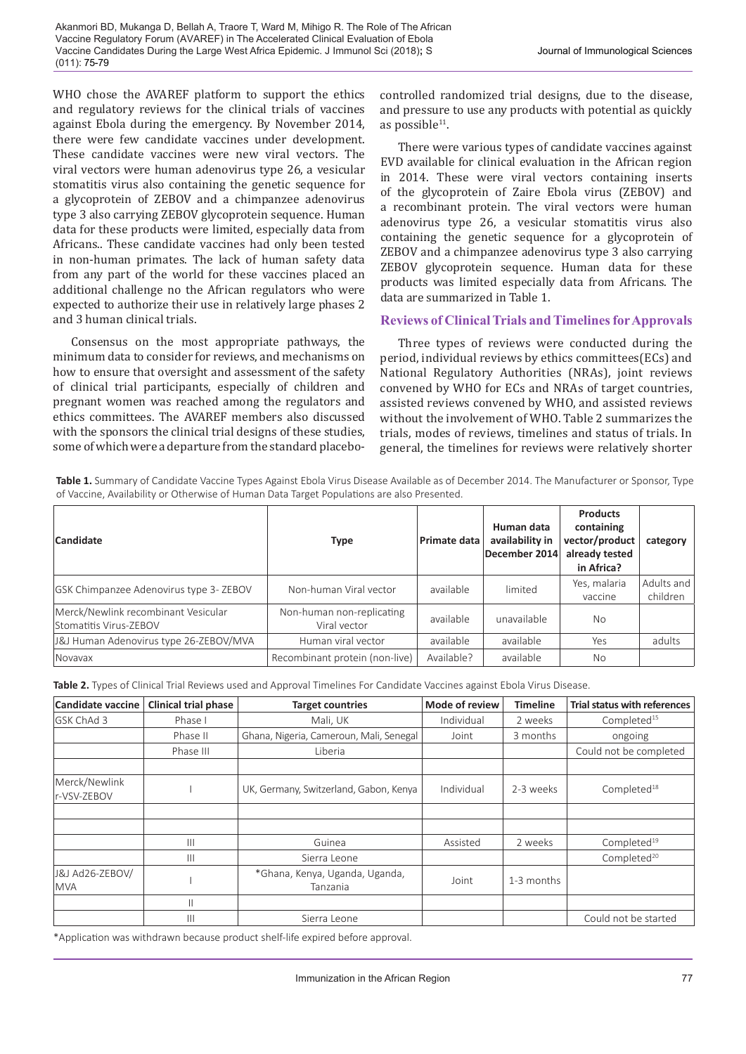WHO chose the AVAREF platform to support the ethics and regulatory reviews for the clinical trials of vaccines against Ebola during the emergency. By November 2014, there were few candidate vaccines under development. These candidate vaccines were new viral vectors. The viral vectors were human adenovirus type 26, a vesicular stomatitis virus also containing the genetic sequence for a glycoprotein of ZEBOV and a chimpanzee adenovirus type 3 also carrying ZEBOV glycoprotein sequence. Human data for these products were limited, especially data from Africans.. These candidate vaccines had only been tested in non-human primates. The lack of human safety data from any part of the world for these vaccines placed an additional challenge no the African regulators who were expected to authorize their use in relatively large phases 2 and 3 human clinical trials.

Consensus on the most appropriate pathways, the minimum data to consider for reviews, and mechanisms on how to ensure that oversight and assessment of the safety of clinical trial participants, especially of children and pregnant women was reached among the regulators and ethics committees. The AVAREF members also discussed with the sponsors the clinical trial designs of these studies, some of which were a departure from the standard placebo-controlled randomized trial designs, due to the disease, and pressure to use any products with potential as quickly as possible[11].

There were various types of candidate vaccines against EVD available for clinical evaluation in the African region in 2014. These were viral vectors containing inserts of the glycoprotein of Zaire Ebola virus (ZEBOV) and a recombinant protein. The viral vectors were human adenovirus type 26, a vesicular stomatitis virus also containing the genetic sequence for a glycoprotein of ZEBOV and a chimpanzee adenovirus type 3 also carrying ZEBOV glycoprotein sequence. Human data for these products was limited especially data from Africans. The data are summarized in Table 1.

## Reviews of Clinical Trials and Timelines for Approvals

Three types of reviews were conducted during the period, individual reviews by ethics committees(ECs) and National Regulatory Authorities (NRAs), joint reviews convened by WHO for ECs and NRAs of target countries, assisted reviews convened by WHO, and assisted reviews without the involvement of WHO. Table 2 summarizes the trials, modes of reviews, timelines and status of trials. In general, the timelines for reviews were relatively shorter

**Table 1.** Summary of Candidate Vaccine Types Against Ebola Virus Disease Available as of December 2014. The Manufacturer or Sponsor, Type of Vaccine, Availability or Otherwise of Human Data Target Populations are also Presented.

| Candidate | Type | Primate data | Human data availability in December 2014 | Products containing vector/product already tested in Africa? | category |
|---|---|---|---|---|---|
| GSK Chimpanzee Adenovirus type 3- ZEBOV | Non-human Viral vector | available | limited | Yes, malaria vaccine | Adults and children |
| Merck/Newlink recombinant Vesicular Stomatitis Virus-ZEBOV | Non-human non-replicating Viral vector | available | unavailable | No | |
| J&J Human Adenovirus type 26-ZEBOV/MVA | Human viral vector | available | available | Yes | adults |
| Novavax | Recombinant protein (non-live) | Available? | available | No | |

**Table 2.** Types of Clinical Trial Reviews used and Approval Timelines For Candidate Vaccines against Ebola Virus Disease.

| Candidate vaccine | Clinical trial phase | Target countries | Mode of review | Timeline | Trial status with references |
|---|---|---|---|---|---|
| GSK ChAd 3 | Phase I | Mali, UK | Individual | 2 weeks | Completed[15] |
| | Phase II | Ghana, Nigeria, Cameroun, Mali, Senegal | Joint | 3 months | ongoing |
| | Phase III | Liberia | | | Could not be completed |
| | | | | | |
| Merck/Newlink r-VSV-ZEBOV | I | UK, Germany, Switzerland, Gabon, Kenya | Individual | 2-3 weeks | Completed[18] |
| | | | | | |
| | | | | | |
| | III | Guinea | Assisted | 2 weeks | Completed[19] |
| | III | Sierra Leone | | | Completed[20] |
| J&J Ad26-ZEBOV/MVA | I | *Ghana, Kenya, Uganda, Uganda, Tanzania | Joint | 1-3 months | |
| | II | | | | |
| | III | Sierra Leone | | | Could not be started |

*Application was withdrawn because product shelf-life expired before approval.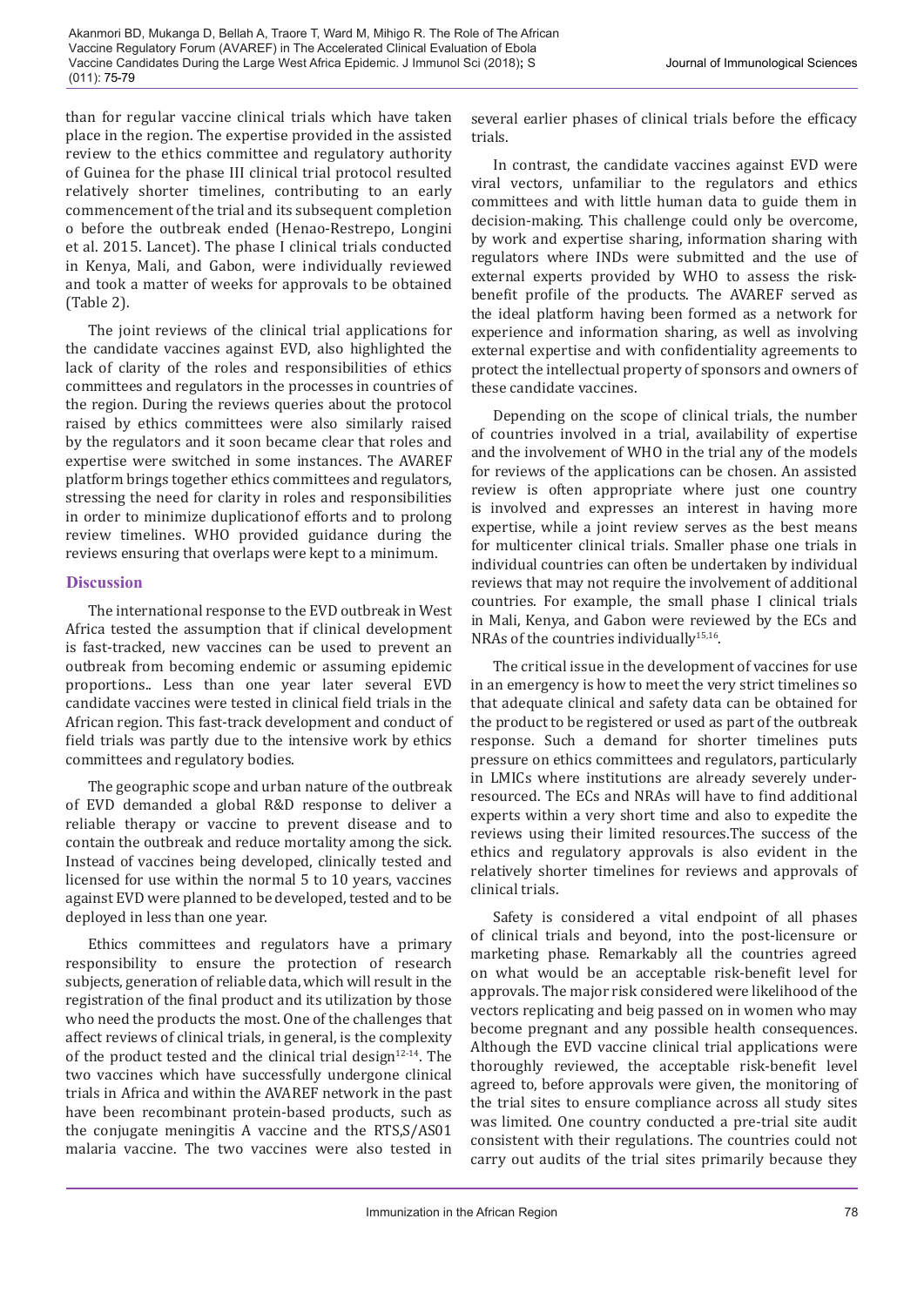than for regular vaccine clinical trials which have taken place in the region. The expertise provided in the assisted review to the ethics committee and regulatory authority of Guinea for the phase III clinical trial protocol resulted relatively shorter timelines, contributing to an early commencement of the trial and its subsequent completion o before the outbreak ended (Henao-Restrepo, Longini et al. 2015. Lancet). The phase I clinical trials conducted in Kenya, Mali, and Gabon, were individually reviewed and took a matter of weeks for approvals to be obtained (Table 2).

The joint reviews of the clinical trial applications for the candidate vaccines against EVD, also highlighted the lack of clarity of the roles and responsibilities of ethics committees and regulators in the processes in countries of the region. During the reviews queries about the protocol raised by ethics committees were also similarly raised by the regulators and it soon became clear that roles and expertise were switched in some instances. The AVAREF platform brings together ethics committees and regulators, stressing the need for clarity in roles and responsibilities in order to minimize duplicationof efforts and to prolong review timelines. WHO provided guidance during the reviews ensuring that overlaps were kept to a minimum.

## Discussion

The international response to the EVD outbreak in West Africa tested the assumption that if clinical development is fast-tracked, new vaccines can be used to prevent an outbreak from becoming endemic or assuming epidemic proportions.. Less than one year later several EVD candidate vaccines were tested in clinical field trials in the African region. This fast-track development and conduct of field trials was partly due to the intensive work by ethics committees and regulatory bodies.

The geographic scope and urban nature of the outbreak of EVD demanded a global R&D response to deliver a reliable therapy or vaccine to prevent disease and to contain the outbreak and reduce mortality among the sick. Instead of vaccines being developed, clinically tested and licensed for use within the normal 5 to 10 years, vaccines against EVD were planned to be developed, tested and to be deployed in less than one year.

Ethics committees and regulators have a primary responsibility to ensure the protection of research subjects, generation of reliable data, which will result in the registration of the final product and its utilization by those who need the products the most. One of the challenges that affect reviews of clinical trials, in general, is the complexity of the product tested and the clinical trial design[12-14]. The two vaccines which have successfully undergone clinical trials in Africa and within the AVAREF network in the past have been recombinant protein-based products, such as the conjugate meningitis A vaccine and the RTS,S/AS01 malaria vaccine. The two vaccines were also tested in several earlier phases of clinical trials before the efficacy trials.

In contrast, the candidate vaccines against EVD were viral vectors, unfamiliar to the regulators and ethics committees and with little human data to guide them in decision-making. This challenge could only be overcome, by work and expertise sharing, information sharing with regulators where INDs were submitted and the use of external experts provided by WHO to assess the risk-benefit profile of the products. The AVAREF served as the ideal platform having been formed as a network for experience and information sharing, as well as involving external expertise and with confidentiality agreements to protect the intellectual property of sponsors and owners of these candidate vaccines.

Depending on the scope of clinical trials, the number of countries involved in a trial, availability of expertise and the involvement of WHO in the trial any of the models for reviews of the applications can be chosen. An assisted review is often appropriate where just one country is involved and expresses an interest in having more expertise, while a joint review serves as the best means for multicenter clinical trials. Smaller phase one trials in individual countries can often be undertaken by individual reviews that may not require the involvement of additional countries. For example, the small phase I clinical trials in Mali, Kenya, and Gabon were reviewed by the ECs and NRAs of the countries individually[15,16].

The critical issue in the development of vaccines for use in an emergency is how to meet the very strict timelines so that adequate clinical and safety data can be obtained for the product to be registered or used as part of the outbreak response. Such a demand for shorter timelines puts pressure on ethics committees and regulators, particularly in LMICs where institutions are already severely under-resourced. The ECs and NRAs will have to find additional experts within a very short time and also to expedite the reviews using their limited resources.The success of the ethics and regulatory approvals is also evident in the relatively shorter timelines for reviews and approvals of clinical trials.

Safety is considered a vital endpoint of all phases of clinical trials and beyond, into the post-licensure or marketing phase. Remarkably all the countries agreed on what would be an acceptable risk-benefit level for approvals. The major risk considered were likelihood of the vectors replicating and beig passed on in women who may become pregnant and any possible health consequences. Although the EVD vaccine clinical trial applications were thoroughly reviewed, the acceptable risk-benefit level agreed to, before approvals were given, the monitoring of the trial sites to ensure compliance across all study sites was limited. One country conducted a pre-trial site audit consistent with their regulations. The countries could not carry out audits of the trial sites primarily because they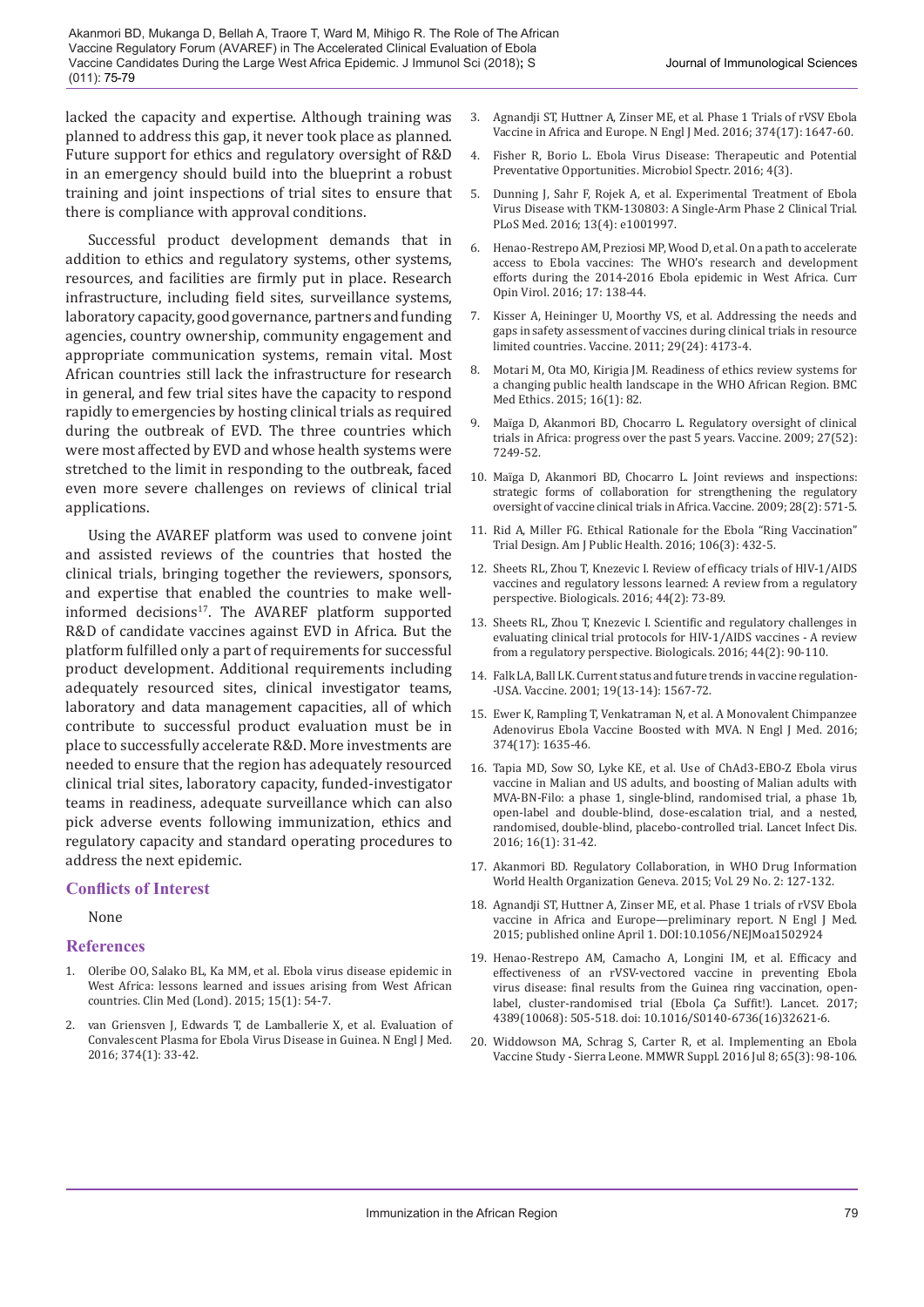lacked the capacity and expertise. Although training was planned to address this gap, it never took place as planned. Future support for ethics and regulatory oversight of R&D in an emergency should build into the blueprint a robust training and joint inspections of trial sites to ensure that there is compliance with approval conditions.

Successful product development demands that in addition to ethics and regulatory systems, other systems, resources, and facilities are firmly put in place. Research infrastructure, including field sites, surveillance systems, laboratory capacity, good governance, partners and funding agencies, country ownership, community engagement and appropriate communication systems, remain vital. Most African countries still lack the infrastructure for research in general, and few trial sites have the capacity to respond rapidly to emergencies by hosting clinical trials as required during the outbreak of EVD. The three countries which were most affected by EVD and whose health systems were stretched to the limit in responding to the outbreak, faced even more severe challenges on reviews of clinical trial applications.

Using the AVAREF platform was used to convene joint and assisted reviews of the countries that hosted the clinical trials, bringing together the reviewers, sponsors, and expertise that enabled the countries to make well-informed decisions[17]. The AVAREF platform supported R&D of candidate vaccines against EVD in Africa. But the platform fulfilled only a part of requirements for successful product development. Additional requirements including adequately resourced sites, clinical investigator teams, laboratory and data management capacities, all of which contribute to successful product evaluation must be in place to successfully accelerate R&D. More investments are needed to ensure that the region has adequately resourced clinical trial sites, laboratory capacity, funded-investigator teams in readiness, adequate surveillance which can also pick adverse events following immunization, ethics and regulatory capacity and standard operating procedures to address the next epidemic.

## Conflicts of Interest

None

## References

1. Oleribe OO, Salako BL, Ka MM, et al. Ebola virus disease epidemic in West Africa: lessons learned and issues arising from West African countries. Clin Med (Lond). 2015; 15(1): 54-7.
2. van Griensven J, Edwards T, de Lamballerie X, et al. Evaluation of Convalescent Plasma for Ebola Virus Disease in Guinea. N Engl J Med. 2016; 374(1): 33-42.
3. Agnandji ST, Huttner A, Zinser ME, et al. Phase 1 Trials of rVSV Ebola Vaccine in Africa and Europe. N Engl J Med. 2016; 374(17): 1647-60.
4. Fisher R, Borio L. Ebola Virus Disease: Therapeutic and Potential Preventative Opportunities. Microbiol Spectr. 2016; 4(3).
5. Dunning J, Sahr F, Rojek A, et al. Experimental Treatment of Ebola Virus Disease with TKM-130803: A Single-Arm Phase 2 Clinical Trial. PLoS Med. 2016; 13(4): e1001997.
6. Henao-Restrepo AM, Preziosi MP, Wood D, et al. On a path to accelerate access to Ebola vaccines: The WHO's research and development efforts during the 2014-2016 Ebola epidemic in West Africa. Curr Opin Virol. 2016; 17: 138-44.
7. Kisser A, Heininger U, Moorthy VS, et al. Addressing the needs and gaps in safety assessment of vaccines during clinical trials in resource limited countries. Vaccine. 2011; 29(24): 4173-4.
8. Motari M, Ota MO, Kirigia JM. Readiness of ethics review systems for a changing public health landscape in the WHO African Region. BMC Med Ethics. 2015; 16(1): 82.
9. Maïga D, Akanmori BD, Chocarro L. Regulatory oversight of clinical trials in Africa: progress over the past 5 years. Vaccine. 2009; 27(52): 7249-52.
10. Maïga D, Akanmori BD, Chocarro L. Joint reviews and inspections: strategic forms of collaboration for strengthening the regulatory oversight of vaccine clinical trials in Africa. Vaccine. 2009; 28(2): 571-5.
11. Rid A, Miller FG. Ethical Rationale for the Ebola "Ring Vaccination" Trial Design. Am J Public Health. 2016; 106(3): 432-5.
12. Sheets RL, Zhou T, Knezevic I. Review of efficacy trials of HIV-1/AIDS vaccines and regulatory lessons learned: A review from a regulatory perspective. Biologicals. 2016; 44(2): 73-89.
13. Sheets RL, Zhou T, Knezevic I. Scientific and regulatory challenges in evaluating clinical trial protocols for HIV-1/AIDS vaccines - A review from a regulatory perspective. Biologicals. 2016; 44(2): 90-110.
14. Falk LA, Ball LK. Current status and future trends in vaccine regulation--USA. Vaccine. 2001; 19(13-14): 1567-72.
15. Ewer K, Rampling T, Venkatraman N, et al. A Monovalent Chimpanzee Adenovirus Ebola Vaccine Boosted with MVA. N Engl J Med. 2016; 374(17): 1635-46.
16. Tapia MD, Sow SO, Lyke KE, et al. Use of ChAd3-EBO-Z Ebola virus vaccine in Malian and US adults, and boosting of Malian adults with MVA-BN-Filo: a phase 1, single-blind, randomised trial, a phase 1b, open-label and double-blind, dose-escalation trial, and a nested, randomised, double-blind, placebo-controlled trial. Lancet Infect Dis. 2016; 16(1): 31-42.
17. Akanmori BD. Regulatory Collaboration, in WHO Drug Information World Health Organization Geneva. 2015; Vol. 29 No. 2: 127-132.
18. Agnandji ST, Huttner A, Zinser ME, et al. Phase 1 trials of rVSV Ebola vaccine in Africa and Europe—preliminary report. N Engl J Med. 2015; published online April 1. DOI:10.1056/NEJMoa1502924
19. Henao-Restrepo AM, Camacho A, Longini IM, et al. Efficacy and effectiveness of an rVSV-vectored vaccine in preventing Ebola virus disease: final results from the Guinea ring vaccination, open-label, cluster-randomised trial (Ebola Ça Suffit!). Lancet. 2017; 4389(10068): 505-518. doi: 10.1016/S0140-6736(16)32621-6.
20. Widdowson MA, Schrag S, Carter R, et al. Implementing an Ebola Vaccine Study - Sierra Leone. MMWR Suppl. 2016 Jul 8; 65(3): 98-106.